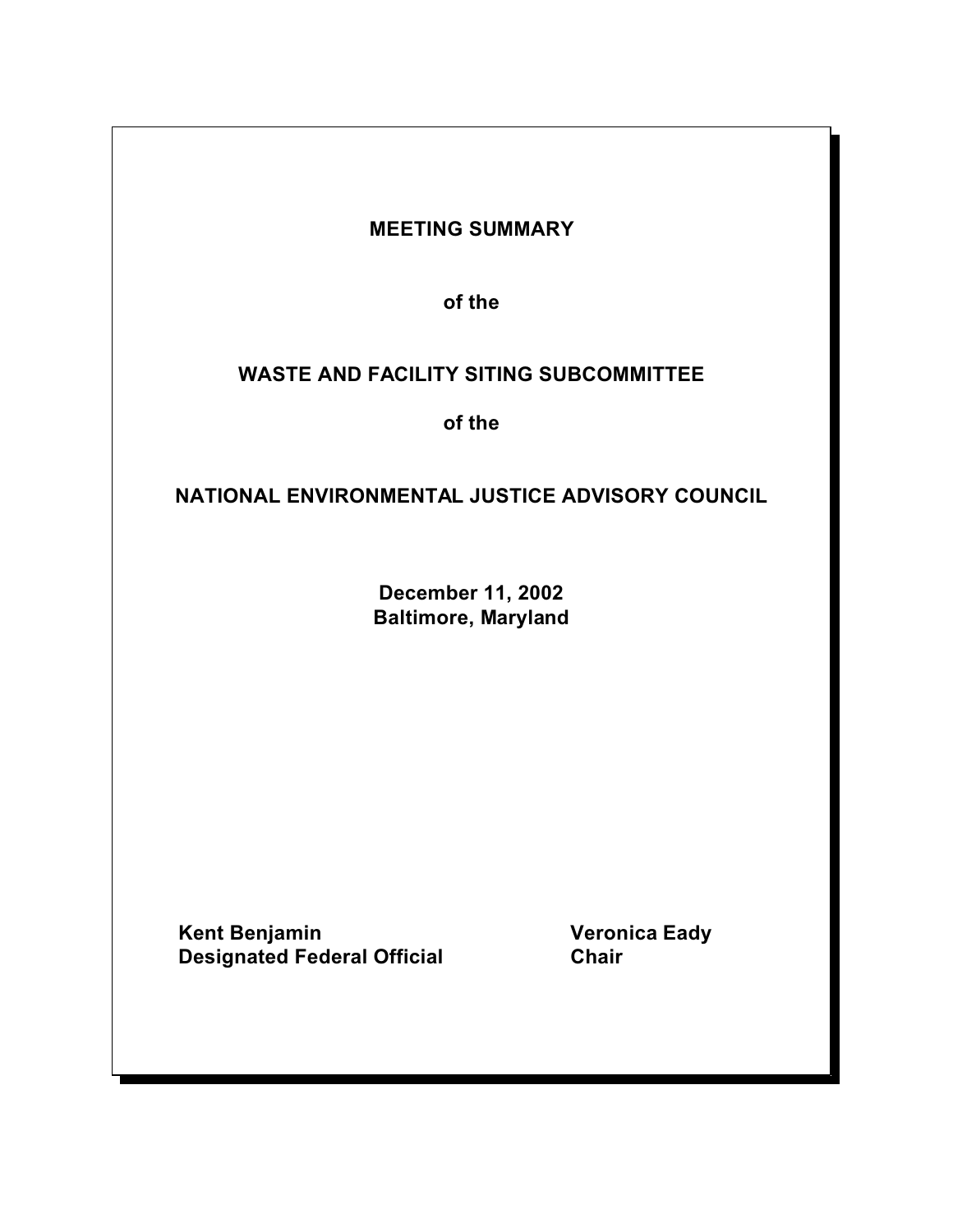# MEETING SUMMARY

## of the

## WASTE AND FACILITY SITING SUBCOMMITTEE

## of the

## NATIONAL ENVIRONMENTAL JUSTICE ADVISORY COUNCIL

**December 11, 2002**
**Baltimore, Maryland**

| | |
|---|---|
| **Kent Benjamin** | **Veronica Eady** |
| **Designated Federal Official** | **Chair** |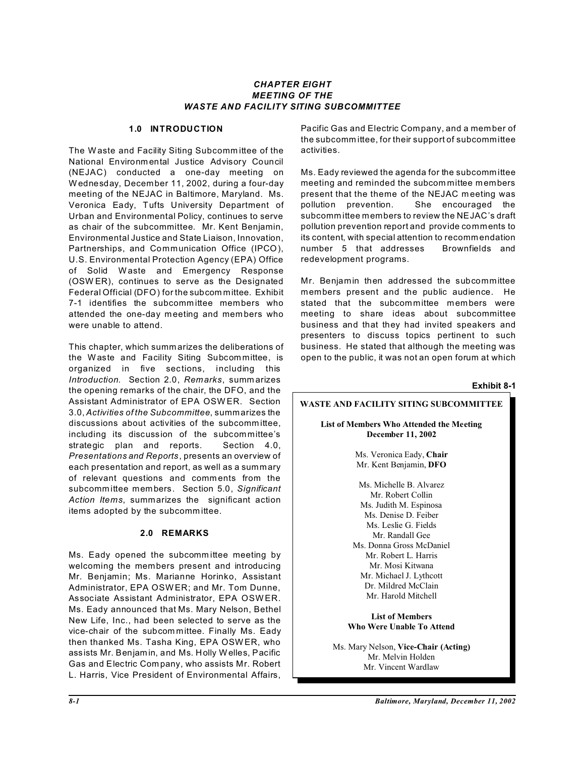# CHAPTER EIGHT
# MEETING OF THE
# WASTE AND FACILITY SITING SUBCOMMITTEE

## 1.0 INTRODUCTION

The Waste and Facility Siting Subcommittee of the National Environmental Justice Advisory Council (NEJAC) conducted a one-day meeting on Wednesday, December 11, 2002, during a four-day meeting of the NEJAC in Baltimore, Maryland. Ms. Veronica Eady, Tufts University Department of Urban and Environmental Policy, continues to serve as chair of the subcommittee. Mr. Kent Benjamin, Environmental Justice and State Liaison, Innovation, Partnerships, and Communication Office (IPCO), U.S. Environmental Protection Agency (EPA) Office of Solid Waste and Emergency Response (OSWER), continues to serve as the Designated Federal Official (DFO) for the subcommittee. Exhibit 7-1 identifies the subcommittee members who attended the one-day meeting and members who were unable to attend.

This chapter, which summarizes the deliberations of the Waste and Facility Siting Subcommittee, is organized in five sections, including this *Introduction*. Section 2.0, *Remarks*, summarizes the opening remarks of the chair, the DFO, and the Assistant Administrator of EPA OSWER. Section 3.0, *Activities of the Subcommittee*, summarizes the discussions about activities of the subcommittee, including its discussion of the subcommittee's strategic plan and reports. Section 4.0, *Presentations and Reports*, presents an overview of each presentation and report, as well as a summary of relevant questions and comments from the subcommittee members. Section 5.0, *Significant Action Items*, summarizes the significant action items adopted by the subcommittee.

## 2.0 REMARKS

Ms. Eady opened the subcommittee meeting by welcoming the members present and introducing Mr. Benjamin; Ms. Marianne Horinko, Assistant Administrator, EPA OSWER; and Mr. Tom Dunne, Associate Assistant Administrator, EPA OSWER. Ms. Eady announced that Ms. Mary Nelson, Bethel New Life, Inc., had been selected to serve as the vice-chair of the subcommittee. Finally Ms. Eady then thanked Ms. Tasha King, EPA OSWER, who assists Mr. Benjamin, and Ms. Holly Welles, Pacific Gas and Electric Company, who assists Mr. Robert L. Harris, Vice President of Environmental Affairs, Pacific Gas and Electric Company, and a member of the subcommittee, for their support of subcommittee activities.

Ms. Eady reviewed the agenda for the subcommittee meeting and reminded the subcommittee members present that the theme of the NEJAC meeting was pollution prevention. She encouraged the subcommittee members to review the NEJAC's draft pollution prevention report and provide comments to its content, with special attention to recommendation number 5 that addresses Brownfields and redevelopment programs.

Mr. Benjamin then addressed the subcommittee members present and the public audience. He stated that the subcommittee members were meeting to share ideas about subcommittee business and that they had invited speakers and presenters to discuss topics pertinent to such business. He stated that although the meeting was open to the public, it was not an open forum at which

**Exhibit 8-1**

**WASTE AND FACILITY SITING SUBCOMMITTEE**

**List of Members Who Attended the Meeting**
**December 11, 2002**

Ms. Veronica Eady, **Chair**
Mr. Kent Benjamin, **DFO**

Ms. Michelle B. Alvarez
Mr. Robert Collin
Ms. Judith M. Espinosa
Ms. Denise D. Feiber
Ms. Leslie G. Fields
Mr. Randall Gee
Ms. Donna Gross McDaniel
Mr. Robert L. Harris
Mr. Mosi Kitwana
Mr. Michael J. Lythcott
Dr. Mildred McClain
Mr. Harold Mitchell

**List of Members**
**Who Were Unable To Attend**

Ms. Mary Nelson, **Vice-Chair (Acting)**
Mr. Melvin Holden
Mr. Vincent Wardlaw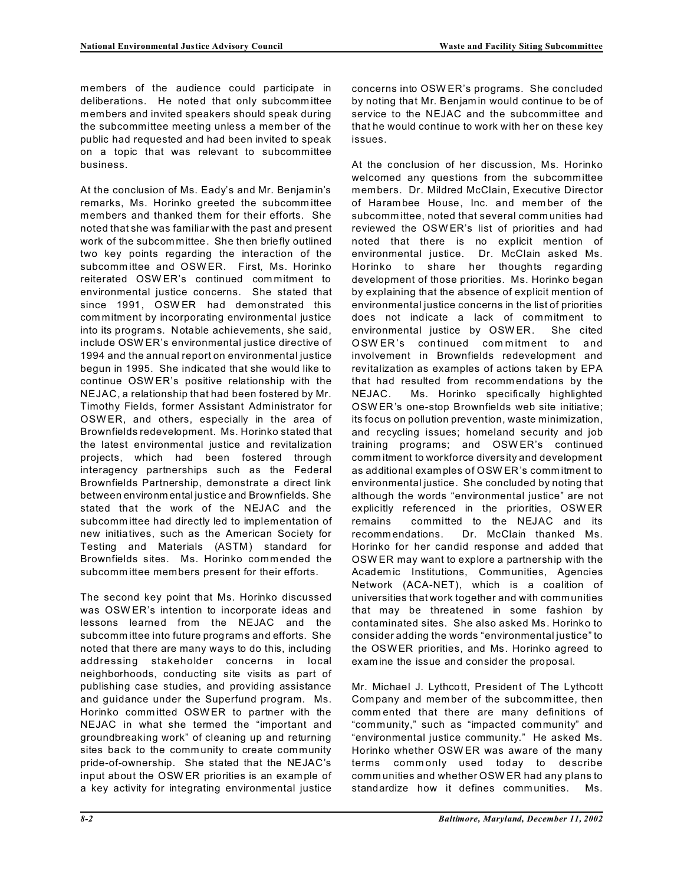members of the audience could participate in deliberations. He noted that only subcommittee members and invited speakers should speak during the subcommittee meeting unless a member of the public had requested and had been invited to speak on a topic that was relevant to subcommittee business.

At the conclusion of Ms. Eady's and Mr. Benjamin's remarks, Ms. Horinko greeted the subcommittee members and thanked them for their efforts. She noted that she was familiar with the past and present work of the subcommittee. She then briefly outlined two key points regarding the interaction of the subcommittee and OSWER. First, Ms. Horinko reiterated OSWER's continued commitment to environmental justice concerns. She stated that since 1991, OSWER had demonstrated this commitment by incorporating environmental justice into its programs. Notable achievements, she said, include OSWER's environmental justice directive of 1994 and the annual report on environmental justice begun in 1995. She indicated that she would like to continue OSWER's positive relationship with the NEJAC, a relationship that had been fostered by Mr. Timothy Fields, former Assistant Administrator for OSWER, and others, especially in the area of Brownfields redevelopment. Ms. Horinko stated that the latest environmental justice and revitalization projects, which had been fostered through interagency partnerships such as the Federal Brownfields Partnership, demonstrate a direct link between environmental justice and Brownfields. She stated that the work of the NEJAC and the subcommittee had directly led to implementation of new initiatives, such as the American Society for Testing and Materials (ASTM) standard for Brownfields sites. Ms. Horinko commended the subcommittee members present for their efforts.

The second key point that Ms. Horinko discussed was OSWER's intention to incorporate ideas and lessons learned from the NEJAC and the subcommittee into future programs and efforts. She noted that there are many ways to do this, including addressing stakeholder concerns in local neighborhoods, conducting site visits as part of publishing case studies, and providing assistance and guidance under the Superfund program. Ms. Horinko committed OSWER to partner with the NEJAC in what she termed the "important and groundbreaking work" of cleaning up and returning sites back to the community to create community pride-of-ownership. She stated that the NEJAC's input about the OSWER priorities is an example of a key activity for integrating environmental justice concerns into OSWER's programs. She concluded by noting that Mr. Benjamin would continue to be of service to the NEJAC and the subcommittee and that he would continue to work with her on these key issues.

At the conclusion of her discussion, Ms. Horinko welcomed any questions from the subcommittee members. Dr. Mildred McClain, Executive Director of Harambee House, Inc. and member of the subcommittee, noted that several communities had reviewed the OSWER's list of priorities and had noted that there is no explicit mention of environmental justice. Dr. McClain asked Ms. Horinko to share her thoughts regarding development of those priorities. Ms. Horinko began by explaining that the absence of explicit mention of environmental justice concerns in the list of priorities does not indicate a lack of commitment to environmental justice by OSWER. She cited OSWER's continued commitment to and involvement in Brownfields redevelopment and revitalization as examples of actions taken by EPA that had resulted from recommendations by the NEJAC. Ms. Horinko specifically highlighted OSWER's one-stop Brownfields web site initiative; its focus on pollution prevention, waste minimization, and recycling issues; homeland security and job training programs; and OSWER's continued commitment to workforce diversity and development as additional examples of OSWER's commitment to environmental justice. She concluded by noting that although the words "environmental justice" are not explicitly referenced in the priorities, OSWER remains committed to the NEJAC and its recommendations. Dr. McClain thanked Ms. Horinko for her candid response and added that OSWER may want to explore a partnership with the Academic Institutions, Communities, Agencies Network (ACA-NET), which is a coalition of universities that work together and with communities that may be threatened in some fashion by contaminated sites. She also asked Ms. Horinko to consider adding the words "environmental justice" to the OSWER priorities, and Ms. Horinko agreed to examine the issue and consider the proposal.

Mr. Michael J. Lythcott, President of The Lythcott Company and member of the subcommittee, then commented that there are many definitions of "community," such as "impacted community" and "environmental justice community." He asked Ms. Horinko whether OSWER was aware of the many terms commonly used today to describe communities and whether OSWER had any plans to standardize how it defines communities. Ms.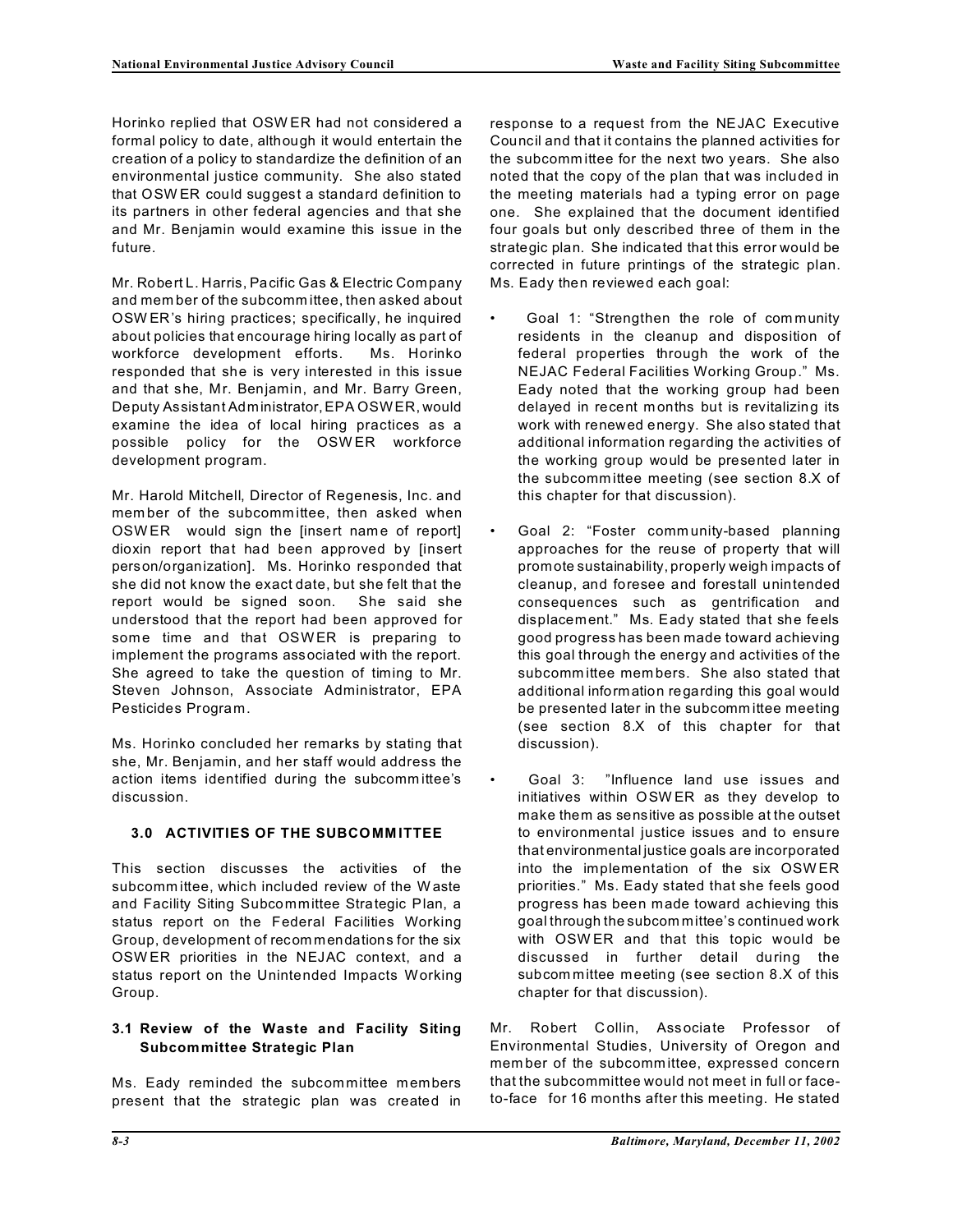Horinko replied that OSWER had not considered a formal policy to date, although it would entertain the creation of a policy to standardize the definition of an environmental justice community. She also stated that OSWER could suggest a standard definition to its partners in other federal agencies and that she and Mr. Benjamin would examine this issue in the future.

Mr. Robert L. Harris, Pacific Gas & Electric Company and member of the subcommittee, then asked about OSWER's hiring practices; specifically, he inquired about policies that encourage hiring locally as part of workforce development efforts. Ms. Horinko responded that she is very interested in this issue and that she, Mr. Benjamin, and Mr. Barry Green, Deputy Assistant Administrator, EPA OSWER, would examine the idea of local hiring practices as a possible policy for the OSWER workforce development program.

Mr. Harold Mitchell, Director of Regenesis, Inc. and member of the subcommittee, then asked when OSWER would sign the [insert name of report] dioxin report that had been approved by [insert person/organization]. Ms. Horinko responded that she did not know the exact date, but she felt that the report would be signed soon. She said she understood that the report had been approved for some time and that OSWER is preparing to implement the programs associated with the report. She agreed to take the question of timing to Mr. Steven Johnson, Associate Administrator, EPA Pesticides Program.

Ms. Horinko concluded her remarks by stating that she, Mr. Benjamin, and her staff would address the action items identified during the subcommittee's discussion.

## 3.0 ACTIVITIES OF THE SUBCOMMITTEE

This section discusses the activities of the subcommittee, which included review of the Waste and Facility Siting Subcommittee Strategic Plan, a status report on the Federal Facilities Working Group, development of recommendations for the six OSWER priorities in the NEJAC context, and a status report on the Unintended Impacts Working Group.

### 3.1 Review of the Waste and Facility Siting Subcommittee Strategic Plan

Ms. Eady reminded the subcommittee members present that the strategic plan was created in response to a request from the NEJAC Executive Council and that it contains the planned activities for the subcommittee for the next two years. She also noted that the copy of the plan that was included in the meeting materials had a typing error on page one. She explained that the document identified four goals but only described three of them in the strategic plan. She indicated that this error would be corrected in future printings of the strategic plan. Ms. Eady then reviewed each goal:

- Goal 1: "Strengthen the role of community residents in the cleanup and disposition of federal properties through the work of the NEJAC Federal Facilities Working Group." Ms. Eady noted that the working group had been delayed in recent months but is revitalizing its work with renewed energy. She also stated that additional information regarding the activities of the working group would be presented later in the subcommittee meeting (see section 8.X of this chapter for that discussion).
- Goal 2: "Foster community-based planning approaches for the reuse of property that will promote sustainability, properly weigh impacts of cleanup, and foresee and forestall unintended consequences such as gentrification and displacement." Ms. Eady stated that she feels good progress has been made toward achieving this goal through the energy and activities of the subcommittee members. She also stated that additional information regarding this goal would be presented later in the subcommittee meeting (see section 8.X of this chapter for that discussion).
- Goal 3: "Influence land use issues and initiatives within OSWER as they develop to make them as sensitive as possible at the outset to environmental justice issues and to ensure that environmental justice goals are incorporated into the implementation of the six OSWER priorities." Ms. Eady stated that she feels good progress has been made toward achieving this goal through the subcommittee's continued work with OSWER and that this topic would be discussed in further detail during the subcommittee meeting (see section 8.X of this chapter for that discussion).

Mr. Robert Collin, Associate Professor of Environmental Studies, University of Oregon and member of the subcommittee, expressed concern that the subcommittee would not meet in full or face-to-face for 16 months after this meeting. He stated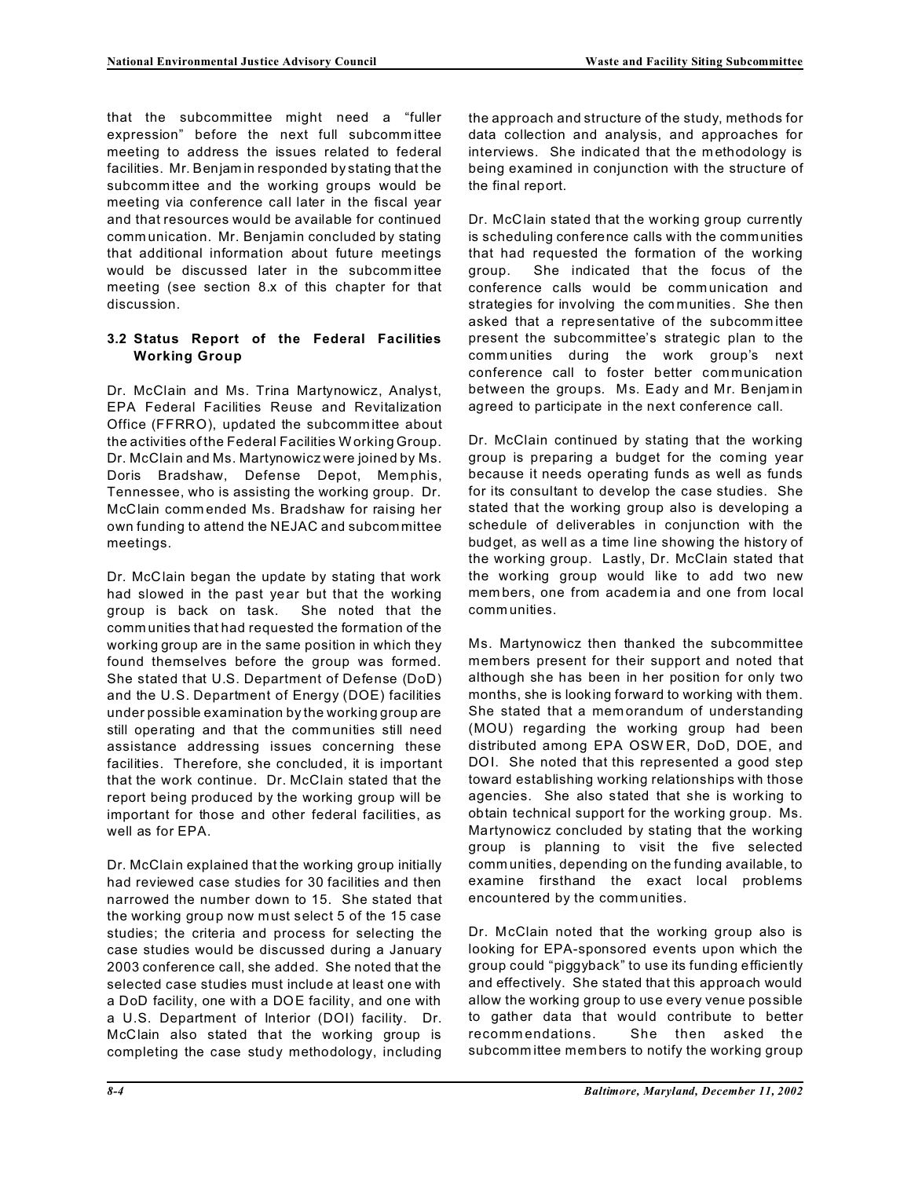that the subcommittee might need a "fuller expression" before the next full subcommittee meeting to address the issues related to federal facilities. Mr. Benjamin responded by stating that the subcommittee and the working groups would be meeting via conference call later in the fiscal year and that resources would be available for continued communication. Mr. Benjamin concluded by stating that additional information about future meetings would be discussed later in the subcommittee meeting (see section 8.x of this chapter for that discussion.

### 3.2 Status Report of the Federal Facilities Working Group

Dr. McClain and Ms. Trina Martynowicz, Analyst, EPA Federal Facilities Reuse and Revitalization Office (FFRRO), updated the subcommittee about the activities of the Federal Facilities Working Group. Dr. McClain and Ms. Martynowicz were joined by Ms. Doris Bradshaw, Defense Depot, Memphis, Tennessee, who is assisting the working group. Dr. McClain commended Ms. Bradshaw for raising her own funding to attend the NEJAC and subcommittee meetings.

Dr. McClain began the update by stating that work had slowed in the past year but that the working group is back on task. She noted that the communities that had requested the formation of the working group are in the same position in which they found themselves before the group was formed. She stated that U.S. Department of Defense (DoD) and the U.S. Department of Energy (DOE) facilities under possible examination by the working group are still operating and that the communities still need assistance addressing issues concerning these facilities. Therefore, she concluded, it is important that the work continue. Dr. McClain stated that the report being produced by the working group will be important for those and other federal facilities, as well as for EPA.

Dr. McClain explained that the working group initially had reviewed case studies for 30 facilities and then narrowed the number down to 15. She stated that the working group now must select 5 of the 15 case studies; the criteria and process for selecting the case studies would be discussed during a January 2003 conference call, she added. She noted that the selected case studies must include at least one with a DoD facility, one with a DOE facility, and one with a U.S. Department of Interior (DOI) facility. Dr. McClain also stated that the working group is completing the case study methodology, including the approach and structure of the study, methods for data collection and analysis, and approaches for interviews. She indicated that the methodology is being examined in conjunction with the structure of the final report.

Dr. McClain stated that the working group currently is scheduling conference calls with the communities that had requested the formation of the working group. She indicated that the focus of the conference calls would be communication and strategies for involving the communities. She then asked that a representative of the subcommittee present the subcommittee's strategic plan to the communities during the work group's next conference call to foster better communication between the groups. Ms. Eady and Mr. Benjamin agreed to participate in the next conference call.

Dr. McClain continued by stating that the working group is preparing a budget for the coming year because it needs operating funds as well as funds for its consultant to develop the case studies. She stated that the working group also is developing a schedule of deliverables in conjunction with the budget, as well as a time line showing the history of the working group. Lastly, Dr. McClain stated that the working group would like to add two new members, one from academia and one from local communities.

Ms. Martynowicz then thanked the subcommittee members present for their support and noted that although she has been in her position for only two months, she is looking forward to working with them. She stated that a memorandum of understanding (MOU) regarding the working group had been distributed among EPA OSWER, DoD, DOE, and DOI. She noted that this represented a good step toward establishing working relationships with those agencies. She also stated that she is working to obtain technical support for the working group. Ms. Martynowicz concluded by stating that the working group is planning to visit the five selected communities, depending on the funding available, to examine firsthand the exact local problems encountered by the communities.

Dr. McClain noted that the working group also is looking for EPA-sponsored events upon which the group could "piggyback" to use its funding efficiently and effectively. She stated that this approach would allow the working group to use every venue possible to gather data that would contribute to better recommendations. She then asked the subcommittee members to notify the working group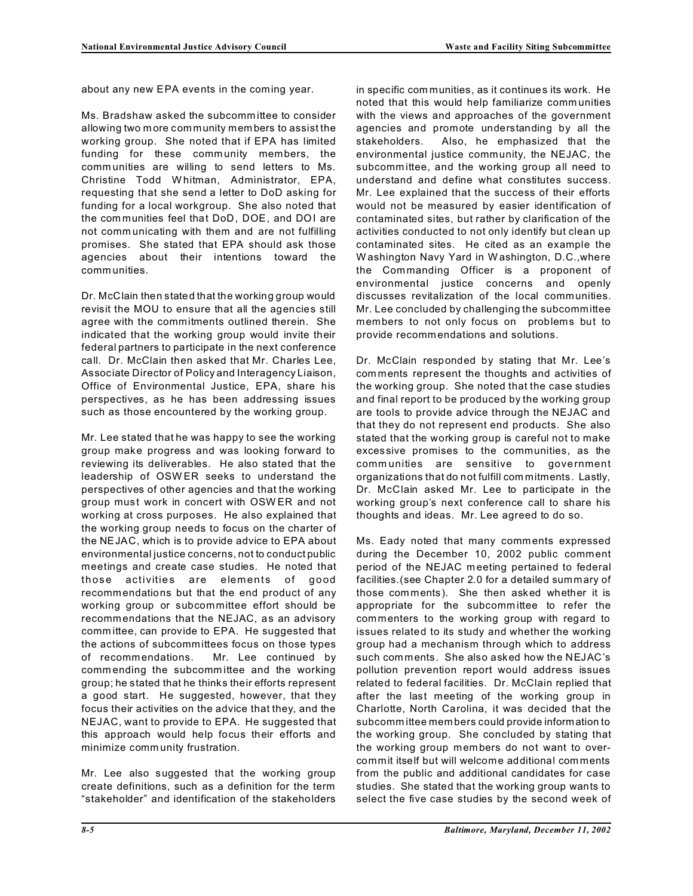about any new EPA events in the coming year.

Ms. Bradshaw asked the subcommittee to consider allowing two more community members to assist the working group. She noted that if EPA has limited funding for these community members, the communities are willing to send letters to Ms. Christine Todd Whitman, Administrator, EPA, requesting that she send a letter to DoD asking for funding for a local workgroup. She also noted that the communities feel that DoD, DOE, and DOI are not communicating with them and are not fulfilling promises. She stated that EPA should ask those agencies about their intentions toward the communities.

Dr. McClain then stated that the working group would revisit the MOU to ensure that all the agencies still agree with the commitments outlined therein. She indicated that the working group would invite their federal partners to participate in the next conference call. Dr. McClain then asked that Mr. Charles Lee, Associate Director of Policy and Interagency Liaison, Office of Environmental Justice, EPA, share his perspectives, as he has been addressing issues such as those encountered by the working group.

Mr. Lee stated that he was happy to see the working group make progress and was looking forward to reviewing its deliverables. He also stated that the leadership of OSWER seeks to understand the perspectives of other agencies and that the working group must work in concert with OSWER and not working at cross purposes. He also explained that the working group needs to focus on the charter of the NEJAC, which is to provide advice to EPA about environmental justice concerns, not to conduct public meetings and create case studies. He noted that those activities are elements of good recommendations but that the end product of any working group or subcommittee effort should be recommendations that the NEJAC, as an advisory committee, can provide to EPA. He suggested that the actions of subcommittees focus on those types of recommendations. Mr. Lee continued by commending the subcommittee and the working group; he stated that he thinks their efforts represent a good start. He suggested, however, that they focus their activities on the advice that they, and the NEJAC, want to provide to EPA. He suggested that this approach would help focus their efforts and minimize community frustration.

Mr. Lee also suggested that the working group create definitions, such as a definition for the term "stakeholder" and identification of the stakeholders in specific communities, as it continues its work. He noted that this would help familiarize communities with the views and approaches of the government agencies and promote understanding by all the stakeholders. Also, he emphasized that the environmental justice community, the NEJAC, the subcommittee, and the working group all need to understand and define what constitutes success. Mr. Lee explained that the success of their efforts would not be measured by easier identification of contaminated sites, but rather by clarification of the activities conducted to not only identify but clean up contaminated sites. He cited as an example the Washington Navy Yard in Washington, D.C.,where the Commanding Officer is a proponent of environmental justice concerns and openly discusses revitalization of the local communities. Mr. Lee concluded by challenging the subcommittee members to not only focus on problems but to provide recommendations and solutions.

Dr. McClain responded by stating that Mr. Lee's comments represent the thoughts and activities of the working group. She noted that the case studies and final report to be produced by the working group are tools to provide advice through the NEJAC and that they do not represent end products. She also stated that the working group is careful not to make excessive promises to the communities, as the communities are sensitive to government organizations that do not fulfill commitments. Lastly, Dr. McClain asked Mr. Lee to participate in the working group's next conference call to share his thoughts and ideas. Mr. Lee agreed to do so.

Ms. Eady noted that many comments expressed during the December 10, 2002 public comment period of the NEJAC meeting pertained to federal facilities.(see Chapter 2.0 for a detailed summary of those comments). She then asked whether it is appropriate for the subcommittee to refer the commenters to the working group with regard to issues related to its study and whether the working group had a mechanism through which to address such comments. She also asked how the NEJAC's pollution prevention report would address issues related to federal facilities. Dr. McClain replied that after the last meeting of the working group in Charlotte, North Carolina, it was decided that the subcommittee members could provide information to the working group. She concluded by stating that the working group members do not want to over-commit itself but will welcome additional comments from the public and additional candidates for case studies. She stated that the working group wants to select the five case studies by the second week of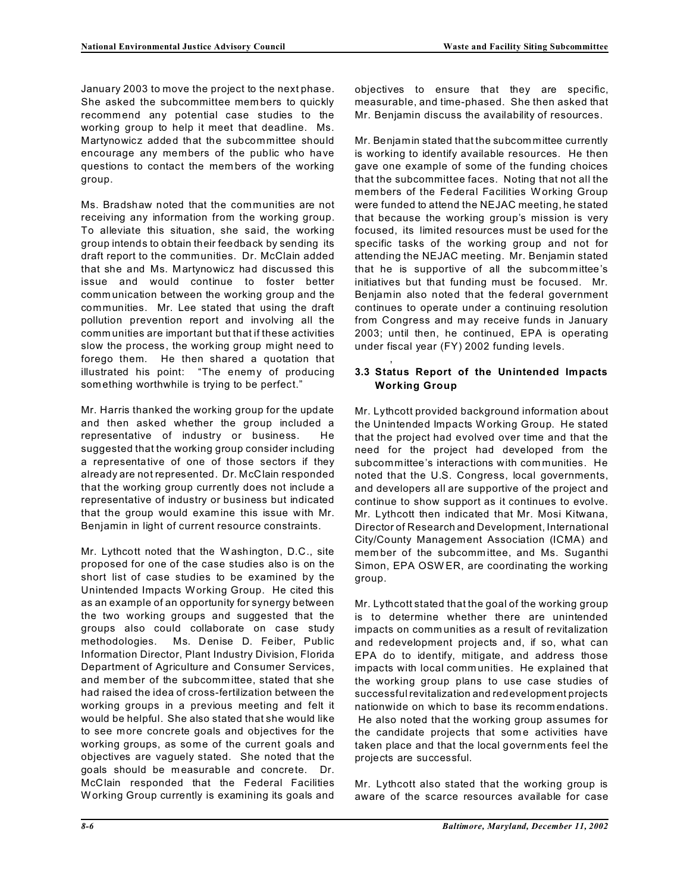January 2003 to move the project to the next phase. She asked the subcommittee members to quickly recommend any potential case studies to the working group to help it meet that deadline. Ms. Martynowicz added that the subcommittee should encourage any members of the public who have questions to contact the members of the working group.

Ms. Bradshaw noted that the communities are not receiving any information from the working group. To alleviate this situation, she said, the working group intends to obtain their feedback by sending its draft report to the communities. Dr. McClain added that she and Ms. Martynowicz had discussed this issue and would continue to foster better communication between the working group and the communities. Mr. Lee stated that using the draft pollution prevention report and involving all the communities are important but that if these activities slow the process, the working group might need to forego them. He then shared a quotation that illustrated his point: "The enemy of producing something worthwhile is trying to be perfect."

Mr. Harris thanked the working group for the update and then asked whether the group included a representative of industry or business. He suggested that the working group consider including a representative of one of those sectors if they already are not represented. Dr. McClain responded that the working group currently does not include a representative of industry or business but indicated that the group would examine this issue with Mr. Benjamin in light of current resource constraints.

Mr. Lythcott noted that the Washington, D.C., site proposed for one of the case studies also is on the short list of case studies to be examined by the Unintended Impacts Working Group. He cited this as an example of an opportunity for synergy between the two working groups and suggested that the groups also could collaborate on case study methodologies. Ms. Denise D. Feiber, Public Information Director, Plant Industry Division, Florida Department of Agriculture and Consumer Services, and member of the subcommittee, stated that she had raised the idea of cross-fertilization between the working groups in a previous meeting and felt it would be helpful. She also stated that she would like to see more concrete goals and objectives for the working groups, as some of the current goals and objectives are vaguely stated. She noted that the goals should be measurable and concrete. Dr. McClain responded that the Federal Facilities Working Group currently is examining its goals and objectives to ensure that they are specific, measurable, and time-phased. She then asked that Mr. Benjamin discuss the availability of resources.

Mr. Benjamin stated that the subcommittee currently is working to identify available resources. He then gave one example of some of the funding choices that the subcommittee faces. Noting that not all the members of the Federal Facilities Working Group were funded to attend the NEJAC meeting, he stated that because the working group's mission is very focused, its limited resources must be used for the specific tasks of the working group and not for attending the NEJAC meeting. Mr. Benjamin stated that he is supportive of all the subcommittee's initiatives but that funding must be focused. Mr. Benjamin also noted that the federal government continues to operate under a continuing resolution from Congress and may receive funds in January 2003; until then, he continued, EPA is operating under fiscal year (FY) 2002 funding levels.

### 3.3 Status Report of the Unintended Impacts Working Group

Mr. Lythcott provided background information about the Unintended Impacts Working Group. He stated that the project had evolved over time and that the need for the project had developed from the subcommittee's interactions with communities. He noted that the U.S. Congress, local governments, and developers all are supportive of the project and continue to show support as it continues to evolve. Mr. Lythcott then indicated that Mr. Mosi Kitwana, Director of Research and Development, International City/County Management Association (ICMA) and member of the subcommittee, and Ms. Suganthi Simon, EPA OSWER, are coordinating the working group.

Mr. Lythcott stated that the goal of the working group is to determine whether there are unintended impacts on communities as a result of revitalization and redevelopment projects and, if so, what can EPA do to identify, mitigate, and address those impacts with local communities. He explained that the working group plans to use case studies of successful revitalization and redevelopment projects nationwide on which to base its recommendations. He also noted that the working group assumes for the candidate projects that some activities have taken place and that the local governments feel the projects are successful.

Mr. Lythcott also stated that the working group is aware of the scarce resources available for case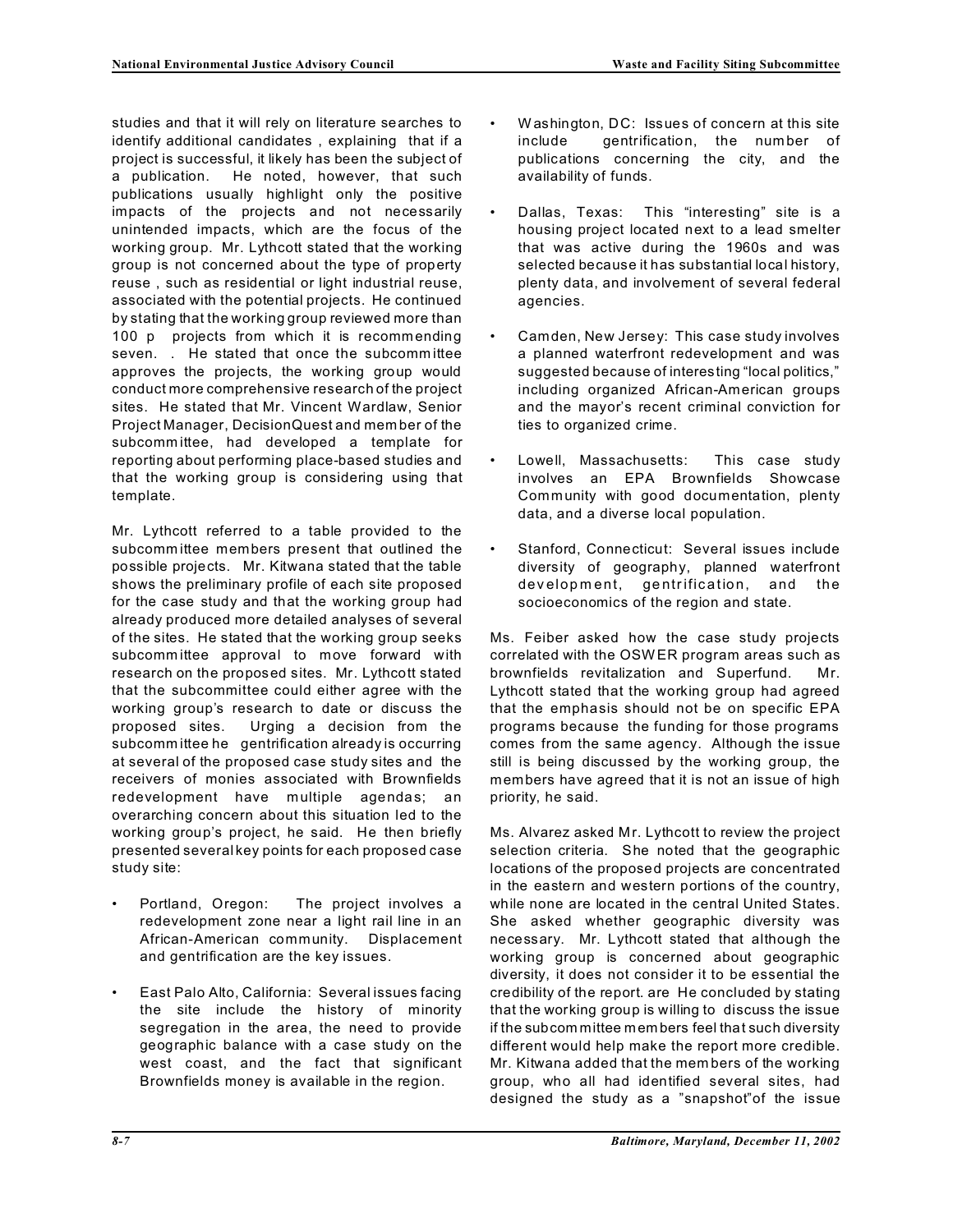studies and that it will rely on literature searches to identify additional candidates , explaining that if a project is successful, it likely has been the subject of a publication. He noted, however, that such publications usually highlight only the positive impacts of the projects and not necessarily unintended impacts, which are the focus of the working group. Mr. Lythcott stated that the working group is not concerned about the type of property reuse , such as residential or light industrial reuse, associated with the potential projects. He continued by stating that the working group reviewed more than 100 p projects from which it is recommending seven. . He stated that once the subcommittee approves the projects, the working group would conduct more comprehensive research of the project sites. He stated that Mr. Vincent Wardlaw, Senior Project Manager, DecisionQuest and member of the subcommittee, had developed a template for reporting about performing place-based studies and that the working group is considering using that template.

Mr. Lythcott referred to a table provided to the subcommittee members present that outlined the possible projects. Mr. Kitwana stated that the table shows the preliminary profile of each site proposed for the case study and that the working group had already produced more detailed analyses of several of the sites. He stated that the working group seeks subcommittee approval to move forward with research on the proposed sites. Mr. Lythcott stated that the subcommittee could either agree with the working group's research to date or discuss the proposed sites. Urging a decision from the subcommittee he gentrification already is occurring at several of the proposed case study sites and the receivers of monies associated with Brownfields redevelopment have multiple agendas; an overarching concern about this situation led to the working group's project, he said. He then briefly presented several key points for each proposed case study site:

- Portland, Oregon: The project involves a redevelopment zone near a light rail line in an African-American community. Displacement and gentrification are the key issues.
- East Palo Alto, California: Several issues facing the site include the history of minority segregation in the area, the need to provide geographic balance with a case study on the west coast, and the fact that significant Brownfields money is available in the region.
- Washington, DC: Issues of concern at this site include gentrification, the number of publications concerning the city, and the availability of funds.
- Dallas, Texas: This "interesting" site is a housing project located next to a lead smelter that was active during the 1960s and was selected because it has substantial local history, plenty data, and involvement of several federal agencies.
- Camden, New Jersey: This case study involves a planned waterfront redevelopment and was suggested because of interesting "local politics," including organized African-American groups and the mayor's recent criminal conviction for ties to organized crime.
- Lowell, Massachusetts: This case study involves an EPA Brownfields Showcase Community with good documentation, plenty data, and a diverse local population.
- Stanford, Connecticut: Several issues include diversity of geography, planned waterfront development, gentrification, and the socioeconomics of the region and state.

Ms. Feiber asked how the case study projects correlated with the OSWER program areas such as brownfields revitalization and Superfund. Mr. Lythcott stated that the working group had agreed that the emphasis should not be on specific EPA programs because the funding for those programs comes from the same agency. Although the issue still is being discussed by the working group, the members have agreed that it is not an issue of high priority, he said.

Ms. Alvarez asked Mr. Lythcott to review the project selection criteria. She noted that the geographic locations of the proposed projects are concentrated in the eastern and western portions of the country, while none are located in the central United States. She asked whether geographic diversity was necessary. Mr. Lythcott stated that although the working group is concerned about geographic diversity, it does not consider it to be essential the credibility of the report. are He concluded by stating that the working group is willing to discuss the issue if the subcommittee members feel that such diversity different would help make the report more credible. Mr. Kitwana added that the members of the working group, who all had identified several sites, had designed the study as a "snapshot" of the issue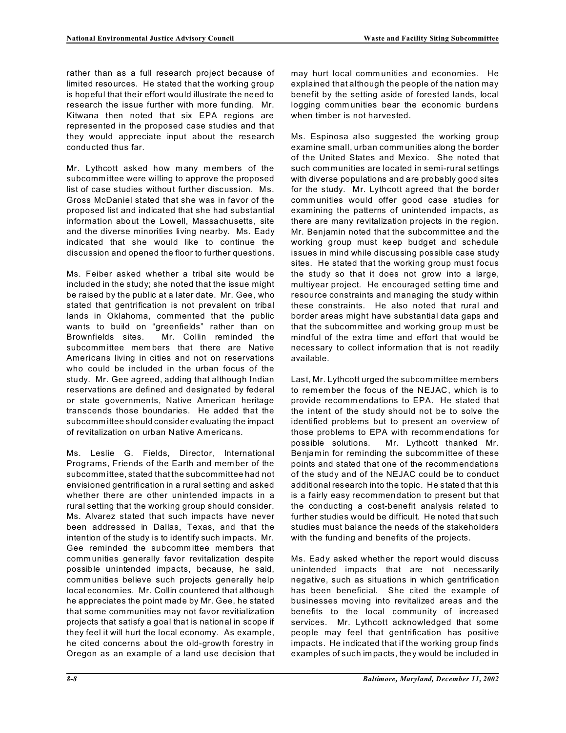rather than as a full research project because of limited resources. He stated that the working group is hopeful that their effort would illustrate the need to research the issue further with more funding. Mr. Kitwana then noted that six EPA regions are represented in the proposed case studies and that they would appreciate input about the research conducted thus far.

Mr. Lythcott asked how many members of the subcommittee were willing to approve the proposed list of case studies without further discussion. Ms. Gross McDaniel stated that she was in favor of the proposed list and indicated that she had substantial information about the Lowell, Massachusetts, site and the diverse minorities living nearby. Ms. Eady indicated that she would like to continue the discussion and opened the floor to further questions.

Ms. Feiber asked whether a tribal site would be included in the study; she noted that the issue might be raised by the public at a later date. Mr. Gee, who stated that gentrification is not prevalent on tribal lands in Oklahoma, commented that the public wants to build on "greenfields" rather than on Brownfields sites. Mr. Collin reminded the subcommittee members that there are Native Americans living in cities and not on reservations who could be included in the urban focus of the study. Mr. Gee agreed, adding that although Indian reservations are defined and designated by federal or state governments, Native American heritage transcends those boundaries. He added that the subcommittee should consider evaluating the impact of revitalization on urban Native Americans.

Ms. Leslie G. Fields, Director, International Programs, Friends of the Earth and member of the subcommittee, stated that the subcommittee had not envisioned gentrification in a rural setting and asked whether there are other unintended impacts in a rural setting that the working group should consider. Ms. Alvarez stated that such impacts have never been addressed in Dallas, Texas, and that the intention of the study is to identify such impacts. Mr. Gee reminded the subcommittee members that communities generally favor revitalization despite possible unintended impacts, because, he said, communities believe such projects generally help local economies. Mr. Collin countered that although he appreciates the point made by Mr. Gee, he stated that some communities may not favor revitialization projects that satisfy a goal that is national in scope if they feel it will hurt the local economy. As example, he cited concerns about the old-growth forestry in Oregon as an example of a land use decision that may hurt local communities and economies. He explained that although the people of the nation may benefit by the setting aside of forested lands, local logging communities bear the economic burdens when timber is not harvested.

Ms. Espinosa also suggested the working group examine small, urban communities along the border of the United States and Mexico. She noted that such communities are located in semi-rural settings with diverse populations and are probably good sites for the study. Mr. Lythcott agreed that the border communities would offer good case studies for examining the patterns of unintended impacts, as there are many revitalization projects in the region. Mr. Benjamin noted that the subcommittee and the working group must keep budget and schedule issues in mind while discussing possible case study sites. He stated that the working group must focus the study so that it does not grow into a large, multiyear project. He encouraged setting time and resource constraints and managing the study within these constraints. He also noted that rural and border areas might have substantial data gaps and that the subcommittee and working group must be mindful of the extra time and effort that would be necessary to collect information that is not readily available.

Last, Mr. Lythcott urged the subcommittee members to remember the focus of the NEJAC, which is to provide recommendations to EPA. He stated that the intent of the study should not be to solve the identified problems but to present an overview of those problems to EPA with recommendations for possible solutions. Mr. Lythcott thanked Mr. Benjamin for reminding the subcommittee of these points and stated that one of the recommendations of the study and of the NEJAC could be to conduct additional research into the topic. He stated that this is a fairly easy recommendation to present but that the conducting a cost-benefit analysis related to further studies would be difficult. He noted that such studies must balance the needs of the stakeholders with the funding and benefits of the projects.

Ms. Eady asked whether the report would discuss unintended impacts that are not necessarily negative, such as situations in which gentrification has been beneficial. She cited the example of businesses moving into revitalized areas and the benefits to the local community of increased services. Mr. Lythcott acknowledged that some people may feel that gentrification has positive impacts. He indicated that if the working group finds examples of such impacts, they would be included in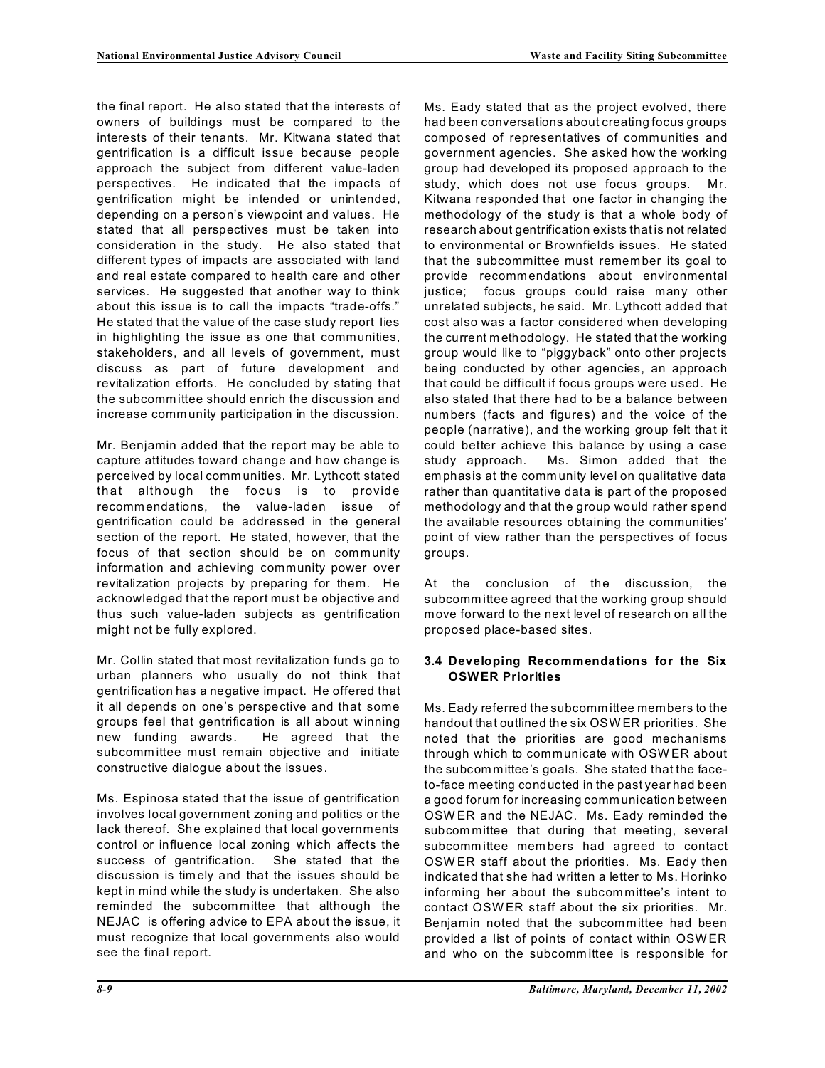the final report. He also stated that the interests of owners of buildings must be compared to the interests of their tenants. Mr. Kitwana stated that gentrification is a difficult issue because people approach the subject from different value-laden perspectives. He indicated that the impacts of gentrification might be intended or unintended, depending on a person's viewpoint and values. He stated that all perspectives must be taken into consideration in the study. He also stated that different types of impacts are associated with land and real estate compared to health care and other services. He suggested that another way to think about this issue is to call the impacts "trade-offs." He stated that the value of the case study report lies in highlighting the issue as one that communities, stakeholders, and all levels of government, must discuss as part of future development and revitalization efforts. He concluded by stating that the subcommittee should enrich the discussion and increase community participation in the discussion.

Mr. Benjamin added that the report may be able to capture attitudes toward change and how change is perceived by local communities. Mr. Lythcott stated that although the focus is to provide recommendations, the value-laden issue of gentrification could be addressed in the general section of the report. He stated, however, that the focus of that section should be on community information and achieving community power over revitalization projects by preparing for them. He acknowledged that the report must be objective and thus such value-laden subjects as gentrification might not be fully explored.

Mr. Collin stated that most revitalization funds go to urban planners who usually do not think that gentrification has a negative impact. He offered that it all depends on one's perspective and that some groups feel that gentrification is all about winning new funding awards. He agreed that the subcommittee must remain objective and initiate constructive dialogue about the issues.

Ms. Espinosa stated that the issue of gentrification involves local government zoning and politics or the lack thereof. She explained that local governments control or influence local zoning which affects the success of gentrification. She stated that the discussion is timely and that the issues should be kept in mind while the study is undertaken. She also reminded the subcommittee that although the NEJAC is offering advice to EPA about the issue, it must recognize that local governments also would see the final report.

Ms. Eady stated that as the project evolved, there had been conversations about creating focus groups composed of representatives of communities and government agencies. She asked how the working group had developed its proposed approach to the study, which does not use focus groups. Mr. Kitwana responded that one factor in changing the methodology of the study is that a whole body of research about gentrification exists that is not related to environmental or Brownfields issues. He stated that the subcommittee must remember its goal to provide recommendations about environmental justice; focus groups could raise many other unrelated subjects, he said. Mr. Lythcott added that cost also was a factor considered when developing the current methodology. He stated that the working group would like to "piggyback" onto other projects being conducted by other agencies, an approach that could be difficult if focus groups were used. He also stated that there had to be a balance between numbers (facts and figures) and the voice of the people (narrative), and the working group felt that it could better achieve this balance by using a case study approach. Ms. Simon added that the emphasis at the community level on qualitative data rather than quantitative data is part of the proposed methodology and that the group would rather spend the available resources obtaining the communities' point of view rather than the perspectives of focus groups.

At the conclusion of the discussion, the subcommittee agreed that the working group should move forward to the next level of research on all the proposed place-based sites.

### 3.4 Developing Recommendations for the Six OSWER Priorities

Ms. Eady referred the subcommittee members to the handout that outlined the six OSWER priorities. She noted that the priorities are good mechanisms through which to communicate with OSWER about the subcommittee's goals. She stated that the face-to-face meeting conducted in the past year had been a good forum for increasing communication between OSWER and the NEJAC. Ms. Eady reminded the subcommittee that during that meeting, several subcommittee members had agreed to contact OSWER staff about the priorities. Ms. Eady then indicated that she had written a letter to Ms. Horinko informing her about the subcommittee's intent to contact OSWER staff about the six priorities. Mr. Benjamin noted that the subcommittee had been provided a list of points of contact within OSWER and who on the subcommittee is responsible for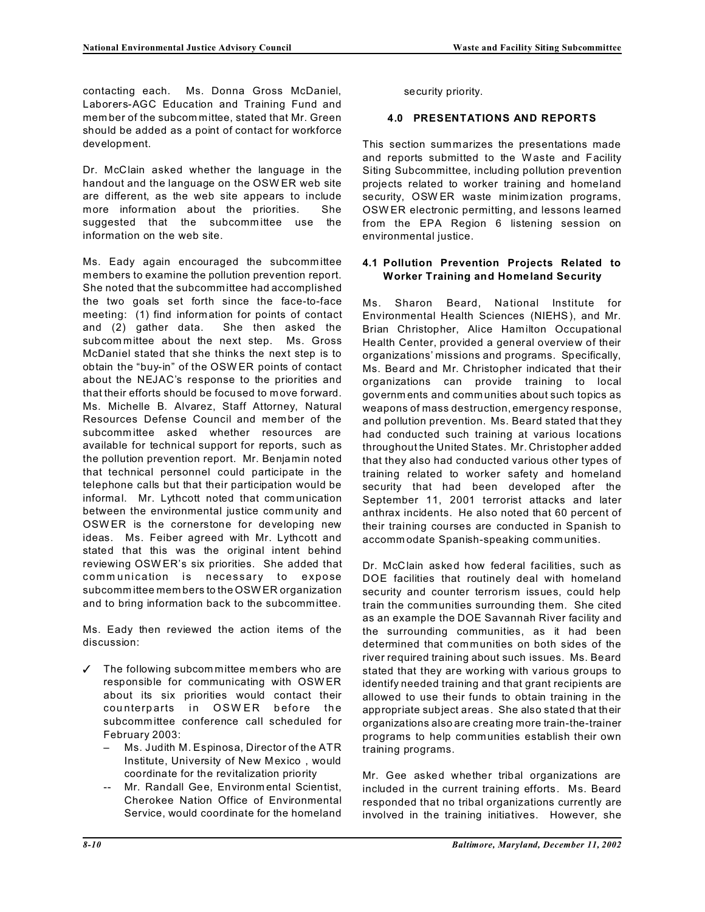contacting each. Ms. Donna Gross McDaniel, Laborers-AGC Education and Training Fund and member of the subcommittee, stated that Mr. Green should be added as a point of contact for workforce development.

Dr. McClain asked whether the language in the handout and the language on the OSWER web site are different, as the web site appears to include more information about the priorities. She suggested that the subcommittee use the information on the web site.

Ms. Eady again encouraged the subcommittee members to examine the pollution prevention report. She noted that the subcommittee had accomplished the two goals set forth since the face-to-face meeting: (1) find information for points of contact and (2) gather data. She then asked the subcommittee about the next step. Ms. Gross McDaniel stated that she thinks the next step is to obtain the "buy-in" of the OSWER points of contact about the NEJAC's response to the priorities and that their efforts should be focused to move forward. Ms. Michelle B. Alvarez, Staff Attorney, Natural Resources Defense Council and member of the subcommittee asked whether resources are available for technical support for reports, such as the pollution prevention report. Mr. Benjamin noted that technical personnel could participate in the telephone calls but that their participation would be informal. Mr. Lythcott noted that communication between the environmental justice community and OSWER is the cornerstone for developing new ideas. Ms. Feiber agreed with Mr. Lythcott and stated that this was the original intent behind reviewing OSWER's six priorities. She added that communication is necessary to expose subcommittee members to the OSWER organization and to bring information back to the subcommittee.

Ms. Eady then reviewed the action items of the discussion:

✓ The following subcommittee members who are responsible for communicating with OSWER about its six priorities would contact their counterparts in OSWER before the subcommittee conference call scheduled for February 2003:
  - Ms. Judith M. Espinosa, Director of the ATR Institute, University of New Mexico, would coordinate for the revitalization priority
  - Mr. Randall Gee, Environmental Scientist, Cherokee Nation Office of Environmental Service, would coordinate for the homeland security priority.

## 4.0 PRESENTATIONS AND REPORTS

This section summarizes the presentations made and reports submitted to the Waste and Facility Siting Subcommittee, including pollution prevention projects related to worker training and homeland security, OSWER waste minimization programs, OSWER electronic permitting, and lessons learned from the EPA Region 6 listening session on environmental justice.

### 4.1 Pollution Prevention Projects Related to Worker Training and Homeland Security

Ms. Sharon Beard, National Institute for Environmental Health Sciences (NIEHS), and Mr. Brian Christopher, Alice Hamilton Occupational Health Center, provided a general overview of their organizations' missions and programs. Specifically, Ms. Beard and Mr. Christopher indicated that their organizations can provide training to local governments and communities about such topics as weapons of mass destruction, emergency response, and pollution prevention. Ms. Beard stated that they had conducted such training at various locations throughout the United States. Mr. Christopher added that they also had conducted various other types of training related to worker safety and homeland security that had been developed after the September 11, 2001 terrorist attacks and later anthrax incidents. He also noted that 60 percent of their training courses are conducted in Spanish to accommodate Spanish-speaking communities.

Dr. McClain asked how federal facilities, such as DOE facilities that routinely deal with homeland security and counter terrorism issues, could help train the communities surrounding them. She cited as an example the DOE Savannah River facility and the surrounding communities, as it had been determined that communities on both sides of the river required training about such issues. Ms. Beard stated that they are working with various groups to identify needed training and that grant recipients are allowed to use their funds to obtain training in the appropriate subject areas. She also stated that their organizations also are creating more train-the-trainer programs to help communities establish their own training programs.

Mr. Gee asked whether tribal organizations are included in the current training efforts. Ms. Beard responded that no tribal organizations currently are involved in the training initiatives. However, she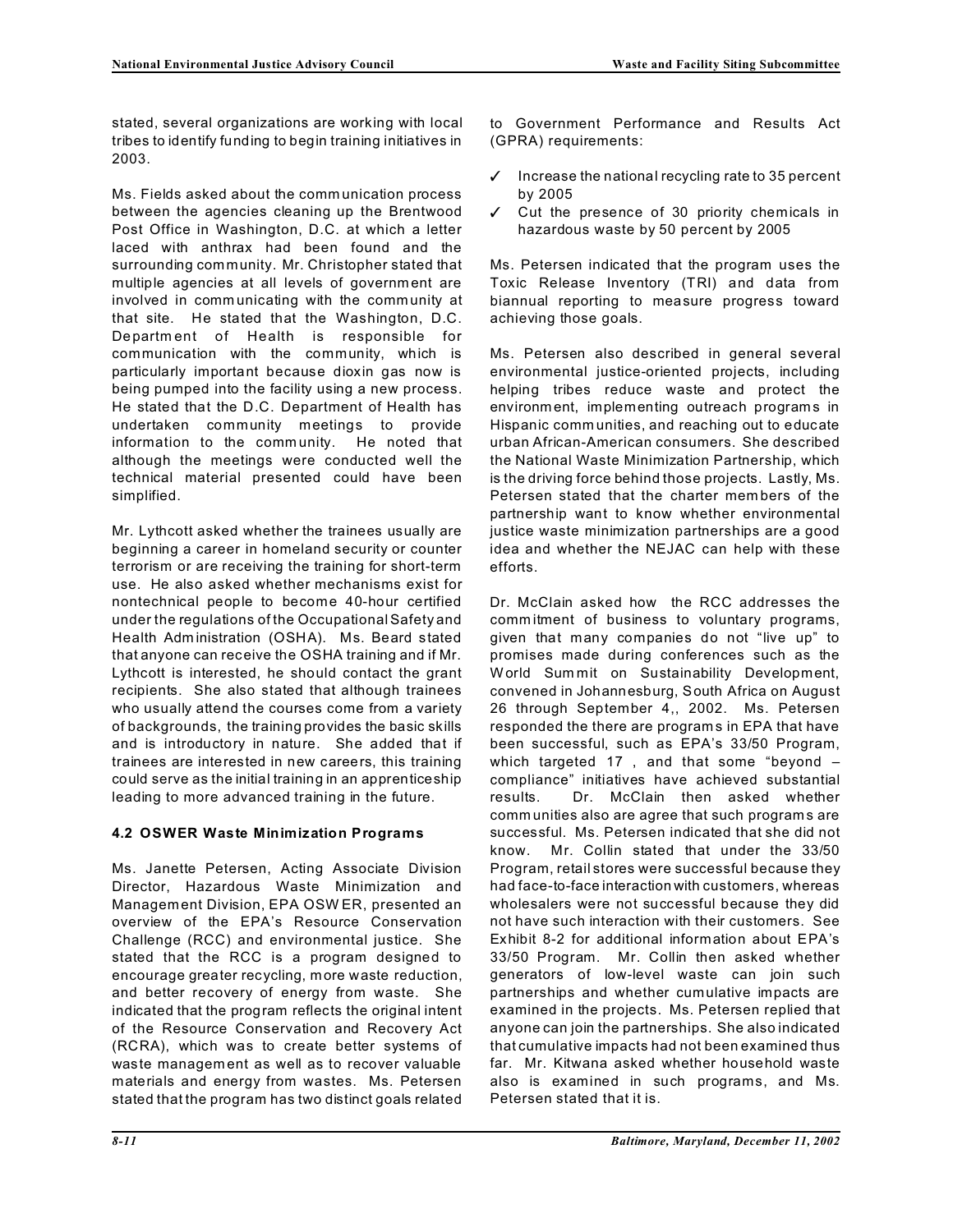stated, several organizations are working with local tribes to identify funding to begin training initiatives in 2003.

Ms. Fields asked about the communication process between the agencies cleaning up the Brentwood Post Office in Washington, D.C. at which a letter laced with anthrax had been found and the surrounding community. Mr. Christopher stated that multiple agencies at all levels of government are involved in communicating with the community at that site. He stated that the Washington, D.C. Department of Health is responsible for communication with the community, which is particularly important because dioxin gas now is being pumped into the facility using a new process. He stated that the D.C. Department of Health has undertaken community meetings to provide information to the community. He noted that although the meetings were conducted well the technical material presented could have been simplified.

Mr. Lythcott asked whether the trainees usually are beginning a career in homeland security or counter terrorism or are receiving the training for short-term use. He also asked whether mechanisms exist for nontechnical people to become 40-hour certified under the regulations of the Occupational Safety and Health Administration (OSHA). Ms. Beard stated that anyone can receive the OSHA training and if Mr. Lythcott is interested, he should contact the grant recipients. She also stated that although trainees who usually attend the courses come from a variety of backgrounds, the training provides the basic skills and is introductory in nature. She added that if trainees are interested in new careers, this training could serve as the initial training in an apprenticeship leading to more advanced training in the future.

### 4.2 OSWER Waste Minimization Programs

Ms. Janette Petersen, Acting Associate Division Director, Hazardous Waste Minimization and Management Division, EPA OSWER, presented an overview of the EPA's Resource Conservation Challenge (RCC) and environmental justice. She stated that the RCC is a program designed to encourage greater recycling, more waste reduction, and better recovery of energy from waste. She indicated that the program reflects the original intent of the Resource Conservation and Recovery Act (RCRA), which was to create better systems of waste management as well as to recover valuable materials and energy from wastes. Ms. Petersen stated that the program has two distinct goals related to Government Performance and Results Act (GPRA) requirements:

- ✓ Increase the national recycling rate to 35 percent by 2005
- ✓ Cut the presence of 30 priority chemicals in hazardous waste by 50 percent by 2005

Ms. Petersen indicated that the program uses the Toxic Release Inventory (TRI) and data from biannual reporting to measure progress toward achieving those goals.

Ms. Petersen also described in general several environmental justice-oriented projects, including helping tribes reduce waste and protect the environment, implementing outreach programs in Hispanic communities, and reaching out to educate urban African-American consumers. She described the National Waste Minimization Partnership, which is the driving force behind those projects. Lastly, Ms. Petersen stated that the charter members of the partnership want to know whether environmental justice waste minimization partnerships are a good idea and whether the NEJAC can help with these efforts.

Dr. McClain asked how the RCC addresses the commitment of business to voluntary programs, given that many companies do not "live up" to promises made during conferences such as the World Summit on Sustainability Development, convened in Johannesburg, South Africa on August 26 through September 4,, 2002. Ms. Petersen responded the there are programs in EPA that have been successful, such as EPA's 33/50 Program, which targeted 17 , and that some "beyond – compliance" initiatives have achieved substantial results. Dr. McClain then asked whether communities also are agree that such programs are successful. Ms. Petersen indicated that she did not know. Mr. Collin stated that under the 33/50 Program, retail stores were successful because they had face-to-face interaction with customers, whereas wholesalers were not successful because they did not have such interaction with their customers. See Exhibit 8-2 for additional information about EPA's 33/50 Program. Mr. Collin then asked whether generators of low-level waste can join such partnerships and whether cumulative impacts are examined in the projects. Ms. Petersen replied that anyone can join the partnerships. She also indicated that cumulative impacts had not been examined thus far. Mr. Kitwana asked whether household waste also is examined in such programs, and Ms. Petersen stated that it is.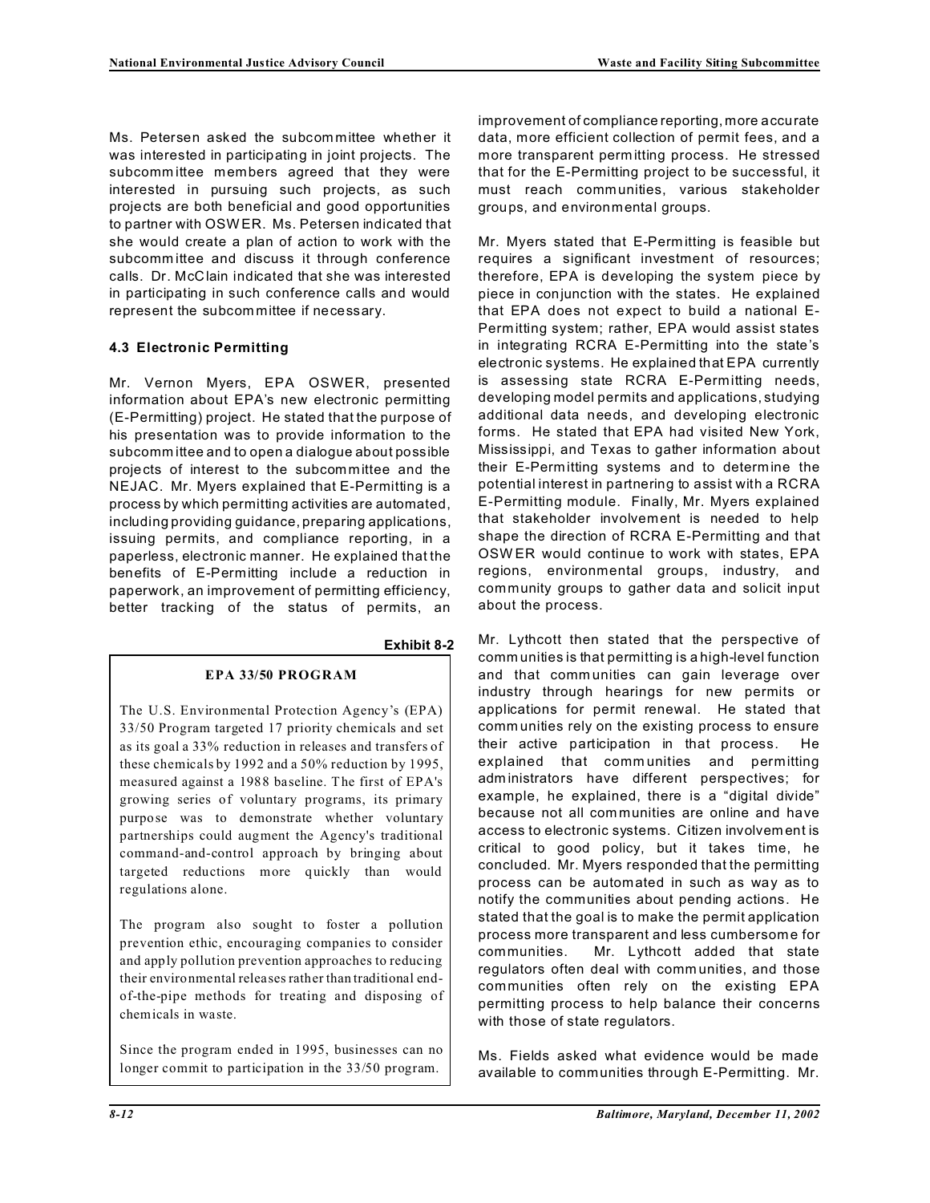Ms. Petersen asked the subcommittee whether it was interested in participating in joint projects. The subcommittee members agreed that they were interested in pursuing such projects, as such projects are both beneficial and good opportunities to partner with OSWER. Ms. Petersen indicated that she would create a plan of action to work with the subcommittee and discuss it through conference calls. Dr. McClain indicated that she was interested in participating in such conference calls and would represent the subcommittee if necessary.

### 4.3 Electronic Permitting

Mr. Vernon Myers, EPA OSWER, presented information about EPA's new electronic permitting (E-Permitting) project. He stated that the purpose of his presentation was to provide information to the subcommittee and to open a dialogue about possible projects of interest to the subcommittee and the NEJAC. Mr. Myers explained that E-Permitting is a process by which permitting activities are automated, including providing guidance, preparing applications, issuing permits, and compliance reporting, in a paperless, electronic manner. He explained that the benefits of E-Permitting include a reduction in paperwork, an improvement of permitting efficiency, better tracking of the status of permits, an improvement of compliance reporting, more accurate data, more efficient collection of permit fees, and a more transparent permitting process. He stressed that for the E-Permitting project to be successful, it must reach communities, various stakeholder groups, and environmental groups.

Mr. Myers stated that E-Permitting is feasible but requires a significant investment of resources; therefore, EPA is developing the system piece by piece in conjunction with the states. He explained that EPA does not expect to build a national E-Permitting system; rather, EPA would assist states in integrating RCRA E-Permitting into the state's electronic systems. He explained that EPA currently is assessing state RCRA E-Permitting needs, developing model permits and applications, studying additional data needs, and developing electronic forms. He stated that EPA had visited New York, Mississippi, and Texas to gather information about their E-Permitting systems and to determine the potential interest in partnering to assist with a RCRA E-Permitting module. Finally, Mr. Myers explained that stakeholder involvement is needed to help shape the direction of RCRA E-Permitting and that OSWER would continue to work with states, EPA regions, environmental groups, industry, and community groups to gather data and solicit input about the process.

Mr. Lythcott then stated that the perspective of communities is that permitting is a high-level function and that communities can gain leverage over industry through hearings for new permits or applications for permit renewal. He stated that communities rely on the existing process to ensure their active participation in that process. He explained that communities and permitting administrators have different perspectives; for example, he explained, there is a "digital divide" because not all communities are online and have access to electronic systems. Citizen involvement is critical to good policy, but it takes time, he concluded. Mr. Myers responded that the permitting process can be automated in such as way as to notify the communities about pending actions. He stated that the goal is to make the permit application process more transparent and less cumbersome for communities. Mr. Lythcott added that state regulators often deal with communities, and those communities often rely on the existing EPA permitting process to help balance their concerns with those of state regulators.

Ms. Fields asked what evidence would be made available to communities through E-Permitting. Mr.

**Exhibit 8-2**

**EPA 33/50 PROGRAM**

The U.S. Environmental Protection Agency's (EPA) 33/50 Program targeted 17 priority chemicals and set as its goal a 33% reduction in releases and transfers of these chemicals by 1992 and a 50% reduction by 1995, measured against a 1988 baseline. The first of EPA's growing series of voluntary programs, its primary purpose was to demonstrate whether voluntary partnerships could augment the Agency's traditional command-and-control approach by bringing about targeted reductions more quickly than would regulations alone.

The program also sought to foster a pollution prevention ethic, encouraging companies to consider and apply pollution prevention approaches to reducing their environmental releases rather than traditional end-of-the-pipe methods for treating and disposing of chemicals in waste.

Since the program ended in 1995, businesses can no longer commit to participation in the 33/50 program.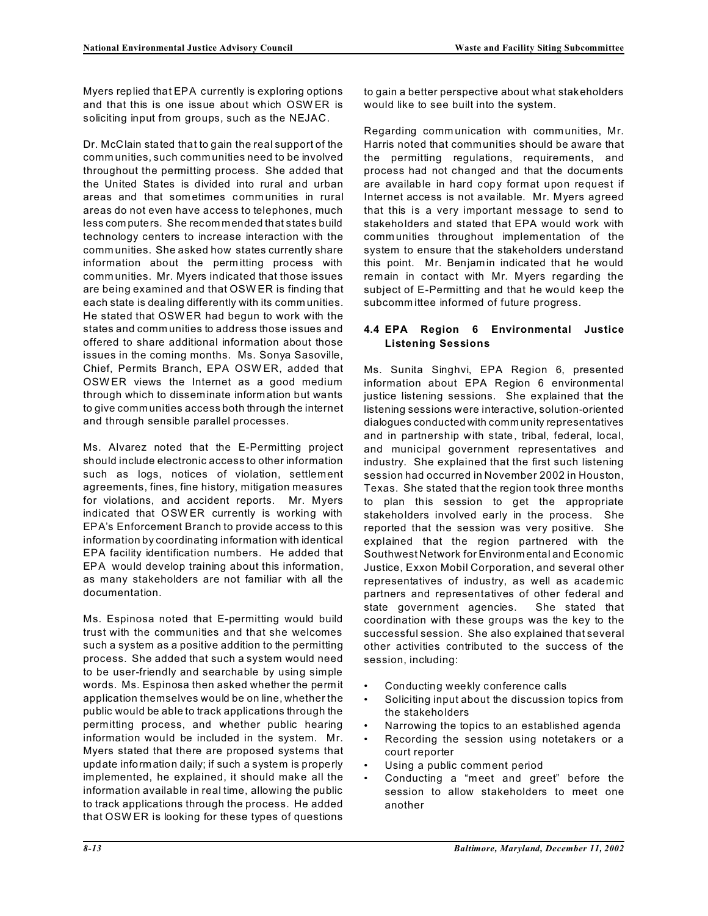Myers replied that EPA currently is exploring options and that this is one issue about which OSWER is soliciting input from groups, such as the NEJAC.

Dr. McClain stated that to gain the real support of the communities, such communities need to be involved throughout the permitting process. She added that the United States is divided into rural and urban areas and that sometimes communities in rural areas do not even have access to telephones, much less computers. She recommended that states build technology centers to increase interaction with the communities. She asked how states currently share information about the permitting process with communities. Mr. Myers indicated that those issues are being examined and that OSWER is finding that each state is dealing differently with its communities. He stated that OSWER had begun to work with the states and communities to address those issues and offered to share additional information about those issues in the coming months. Ms. Sonya Sasoville, Chief, Permits Branch, EPA OSWER, added that OSWER views the Internet as a good medium through which to disseminate information but wants to give communities access both through the internet and through sensible parallel processes.

Ms. Alvarez noted that the E-Permitting project should include electronic access to other information such as logs, notices of violation, settlement agreements, fines, fine history, mitigation measures for violations, and accident reports. Mr. Myers indicated that OSWER currently is working with EPA's Enforcement Branch to provide access to this information by coordinating information with identical EPA facility identification numbers. He added that EPA would develop training about this information, as many stakeholders are not familiar with all the documentation.

Ms. Espinosa noted that E-permitting would build trust with the communities and that she welcomes such a system as a positive addition to the permitting process. She added that such a system would need to be user-friendly and searchable by using simple words. Ms. Espinosa then asked whether the permit application themselves would be on line, whether the public would be able to track applications through the permitting process, and whether public hearing information would be included in the system. Mr. Myers stated that there are proposed systems that update information daily; if such a system is properly implemented, he explained, it should make all the information available in real time, allowing the public to track applications through the process. He added that OSWER is looking for these types of questions to gain a better perspective about what stakeholders would like to see built into the system.

Regarding communication with communities, Mr. Harris noted that communities should be aware that the permitting regulations, requirements, and process had not changed and that the documents are available in hard copy format upon request if Internet access is not available. Mr. Myers agreed that this is a very important message to send to stakeholders and stated that EPA would work with communities throughout implementation of the system to ensure that the stakeholders understand this point. Mr. Benjamin indicated that he would remain in contact with Mr. Myers regarding the subject of E-Permitting and that he would keep the subcommittee informed of future progress.

### 4.4 EPA Region 6 Environmental Justice Listening Sessions

Ms. Sunita Singhvi, EPA Region 6, presented information about EPA Region 6 environmental justice listening sessions. She explained that the listening sessions were interactive, solution-oriented dialogues conducted with community representatives and in partnership with state, tribal, federal, local, and municipal government representatives and industry. She explained that the first such listening session had occurred in November 2002 in Houston, Texas. She stated that the region took three months to plan this session to get the appropriate stakeholders involved early in the process. She reported that the session was very positive. She explained that the region partnered with the Southwest Network for Environmental and Economic Justice, Exxon Mobil Corporation, and several other representatives of industry, as well as academic partners and representatives of other federal and state government agencies. She stated that coordination with these groups was the key to the successful session. She also explained that several other activities contributed to the success of the session, including:

- Conducting weekly conference calls
- Soliciting input about the discussion topics from the stakeholders
- Narrowing the topics to an established agenda
- Recording the session using notetakers or a court reporter
- Using a public comment period
- Conducting a "meet and greet" before the session to allow stakeholders to meet one another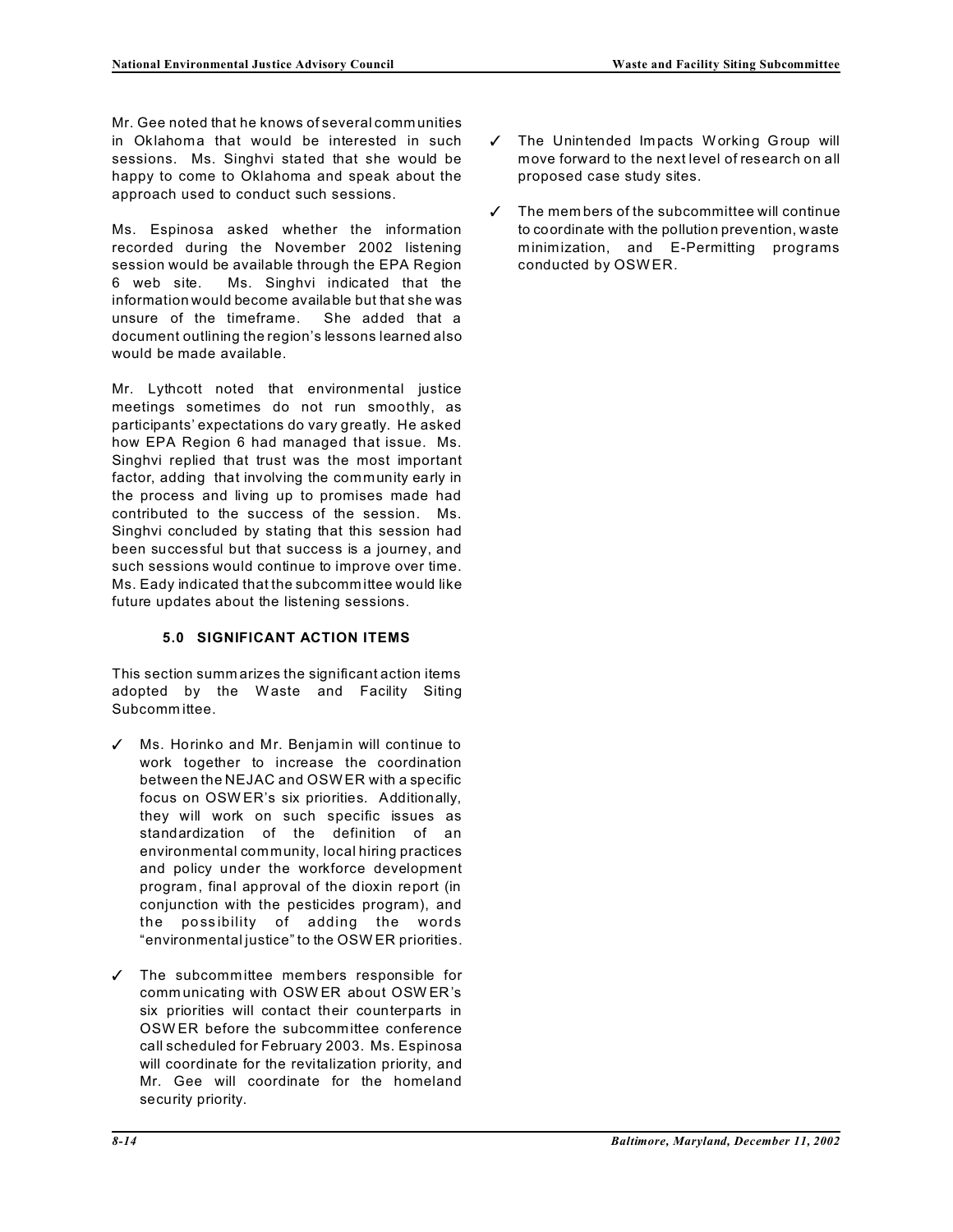Mr. Gee noted that he knows of several communities in Oklahoma that would be interested in such sessions. Ms. Singhvi stated that she would be happy to come to Oklahoma and speak about the approach used to conduct such sessions.

Ms. Espinosa asked whether the information recorded during the November 2002 listening session would be available through the EPA Region 6 web site. Ms. Singhvi indicated that the information would become available but that she was unsure of the timeframe. She added that a document outlining the region's lessons learned also would be made available.

Mr. Lythcott noted that environmental justice meetings sometimes do not run smoothly, as participants' expectations do vary greatly. He asked how EPA Region 6 had managed that issue. Ms. Singhvi replied that trust was the most important factor, adding that involving the community early in the process and living up to promises made had contributed to the success of the session. Ms. Singhvi concluded by stating that this session had been successful but that success is a journey, and such sessions would continue to improve over time. Ms. Eady indicated that the subcommittee would like future updates about the listening sessions.

### 5.0 SIGNIFICANT ACTION ITEMS

This section summarizes the significant action items adopted by the Waste and Facility Siting Subcommittee.

✓ Ms. Horinko and Mr. Benjamin will continue to work together to increase the coordination between the NEJAC and OSWER with a specific focus on OSWER's six priorities. Additionally, they will work on such specific issues as standardization of the definition of an environmental community, local hiring practices and policy under the workforce development program, final approval of the dioxin report (in conjunction with the pesticides program), and the possibility of adding the words "environmental justice" to the OSWER priorities.

✓ The subcommittee members responsible for communicating with OSWER about OSWER's six priorities will contact their counterparts in OSWER before the subcommittee conference call scheduled for February 2003. Ms. Espinosa will coordinate for the revitalization priority, and Mr. Gee will coordinate for the homeland security priority.

✓ The Unintended Impacts Working Group will move forward to the next level of research on all proposed case study sites.

✓ The members of the subcommittee will continue to coordinate with the pollution prevention, waste minimization, and E-Permitting programs conducted by OSWER.